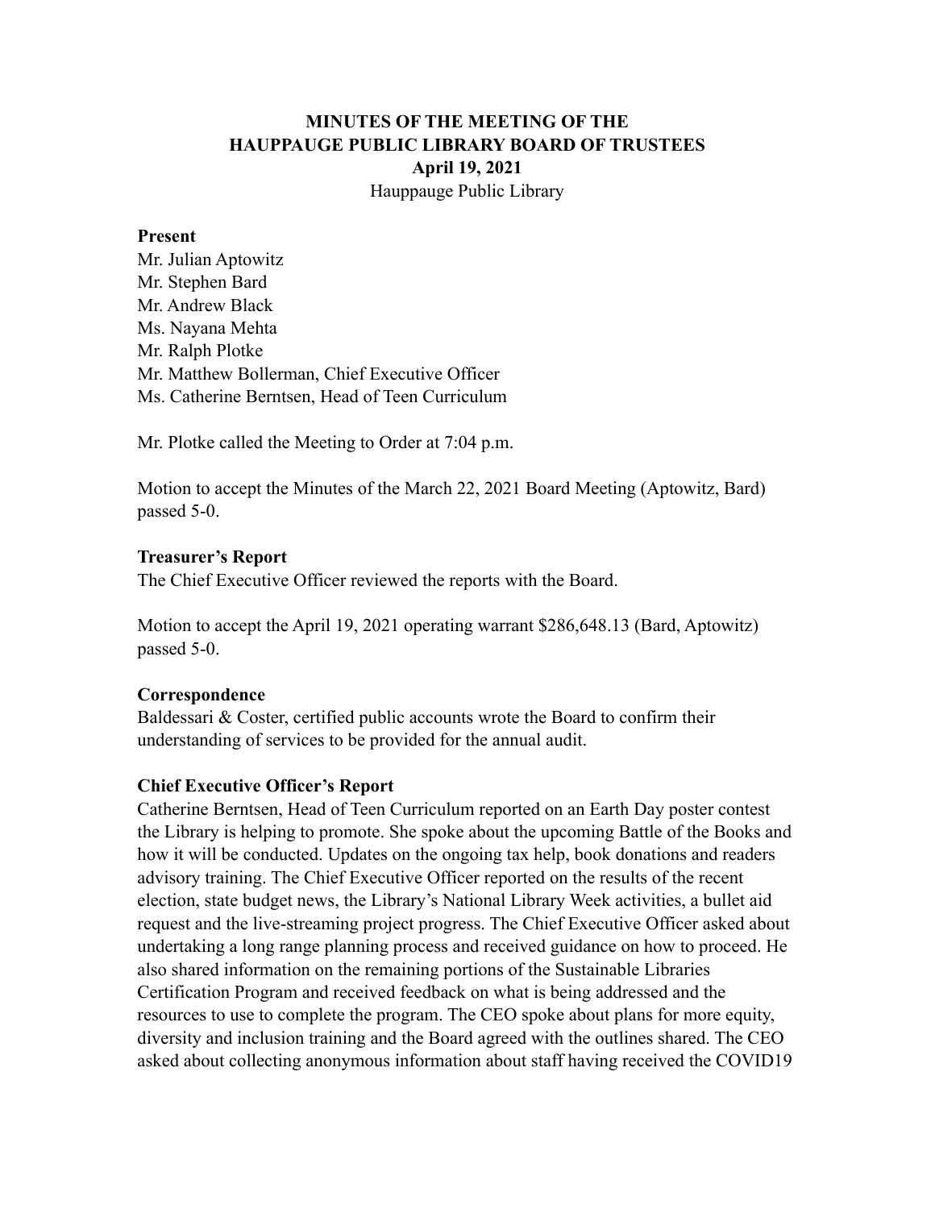# MINUTES OF THE MEETING OF THE HAUPPAUGE PUBLIC LIBRARY BOARD OF TRUSTEES

**April 19, 2021**

Hauppauge Public Library

### Present

Mr. Julian Aptowitz
Mr. Stephen Bard
Mr. Andrew Black
Ms. Nayana Mehta
Mr. Ralph Plotke
Mr. Matthew Bollerman, Chief Executive Officer
Ms. Catherine Berntsen, Head of Teen Curriculum

Mr. Plotke called the Meeting to Order at 7:04 p.m.

Motion to accept the Minutes of the March 22, 2021 Board Meeting (Aptowitz, Bard) passed 5-0.

### Treasurer's Report

The Chief Executive Officer reviewed the reports with the Board.

Motion to accept the April 19, 2021 operating warrant $286,648.13 (Bard, Aptowitz) passed 5-0.

### Correspondence

Baldessari & Coster, certified public accounts wrote the Board to confirm their understanding of services to be provided for the annual audit.

### Chief Executive Officer's Report

Catherine Berntsen, Head of Teen Curriculum reported on an Earth Day poster contest the Library is helping to promote. She spoke about the upcoming Battle of the Books and how it will be conducted. Updates on the ongoing tax help, book donations and readers advisory training. The Chief Executive Officer reported on the results of the recent election, state budget news, the Library's National Library Week activities, a bullet aid request and the live-streaming project progress. The Chief Executive Officer asked about undertaking a long range planning process and received guidance on how to proceed. He also shared information on the remaining portions of the Sustainable Libraries Certification Program and received feedback on what is being addressed and the resources to use to complete the program. The CEO spoke about plans for more equity, diversity and inclusion training and the Board agreed with the outlines shared. The CEO asked about collecting anonymous information about staff having received the COVID19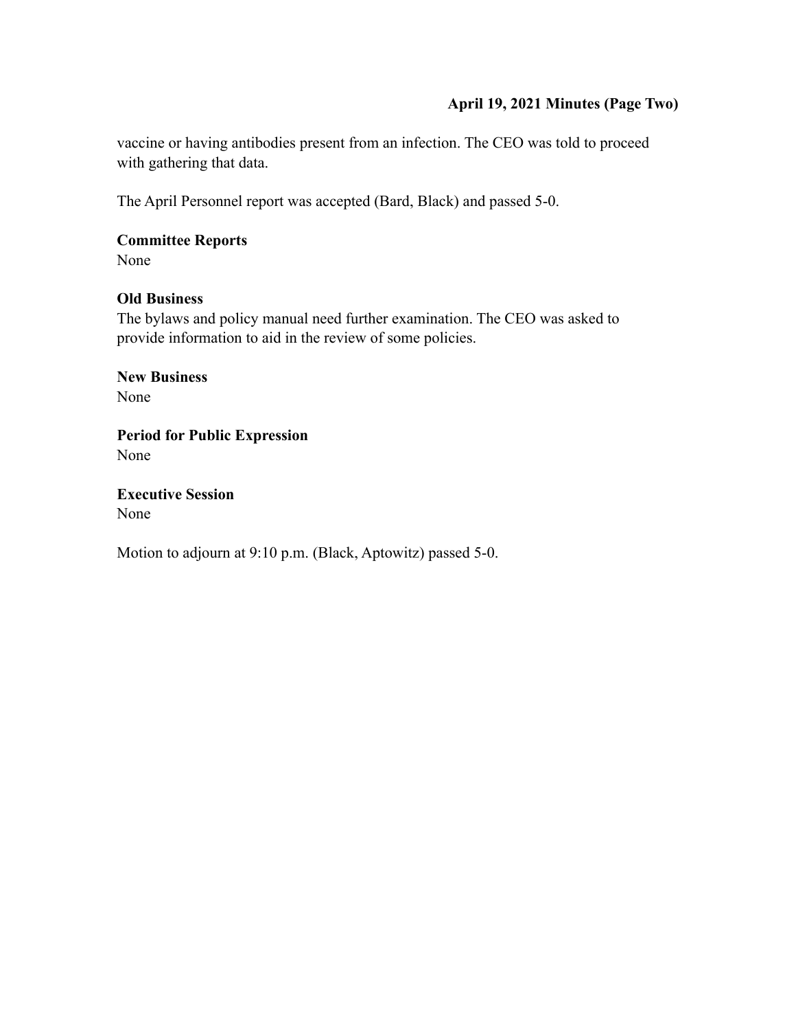vaccine or having antibodies present from an infection. The CEO was told to proceed with gathering that data.

The April Personnel report was accepted (Bard, Black) and passed 5-0.

**Committee Reports**
None

**Old Business**
The bylaws and policy manual need further examination. The CEO was asked to provide information to aid in the review of some policies.

**New Business**
None

**Period for Public Expression**
None

**Executive Session**
None

Motion to adjourn at 9:10 p.m. (Black, Aptowitz) passed 5-0.